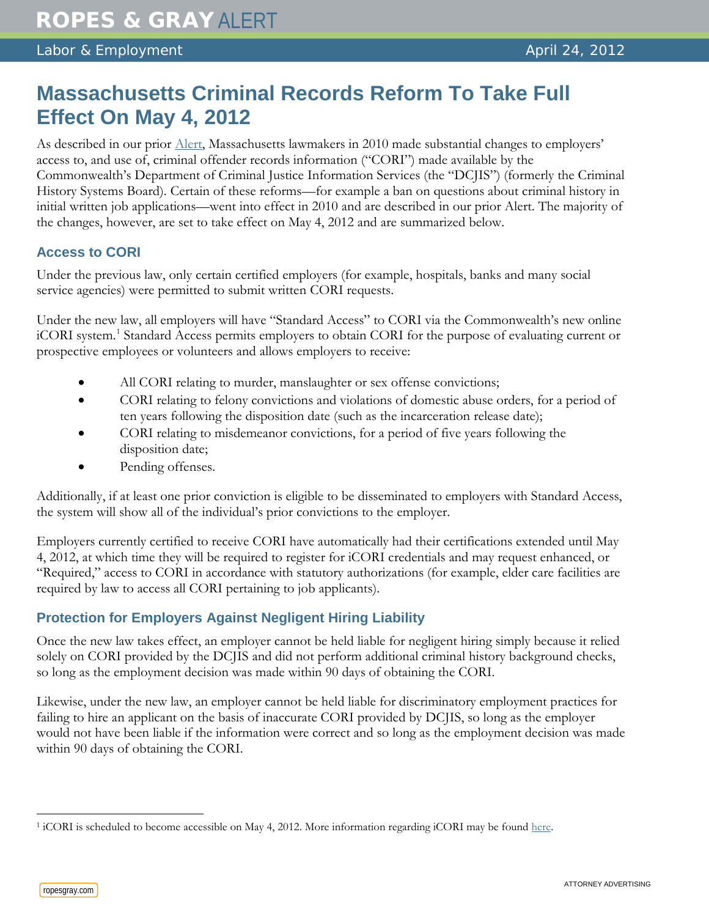# Massachusetts Criminal Records Reform To Take Full Effect On May 4, 2012

As described in our prior Alert, Massachusetts lawmakers in 2010 made substantial changes to employers' access to, and use of, criminal offender records information ("CORI") made available by the Commonwealth's Department of Criminal Justice Information Services (the "DCJIS") (formerly the Criminal History Systems Board). Certain of these reforms—for example a ban on questions about criminal history in initial written job applications—went into effect in 2010 and are described in our prior Alert. The majority of the changes, however, are set to take effect on May 4, 2012 and are summarized below.

## Access to CORI

Under the previous law, only certain certified employers (for example, hospitals, banks and many social service agencies) were permitted to submit written CORI requests.

Under the new law, all employers will have "Standard Access" to CORI via the Commonwealth's new online iCORI system.[1] Standard Access permits employers to obtain CORI for the purpose of evaluating current or prospective employees or volunteers and allows employers to receive:

- All CORI relating to murder, manslaughter or sex offense convictions;
- CORI relating to felony convictions and violations of domestic abuse orders, for a period of ten years following the disposition date (such as the incarceration release date);
- CORI relating to misdemeanor convictions, for a period of five years following the disposition date;
- Pending offenses.

Additionally, if at least one prior conviction is eligible to be disseminated to employers with Standard Access, the system will show all of the individual's prior convictions to the employer.

Employers currently certified to receive CORI have automatically had their certifications extended until May 4, 2012, at which time they will be required to register for iCORI credentials and may request enhanced, or "Required," access to CORI in accordance with statutory authorizations (for example, elder care facilities are required by law to access all CORI pertaining to job applicants).

## Protection for Employers Against Negligent Hiring Liability

Once the new law takes effect, an employer cannot be held liable for negligent hiring simply because it relied solely on CORI provided by the DCJIS and did not perform additional criminal history background checks, so long as the employment decision was made within 90 days of obtaining the CORI.

Likewise, under the new law, an employer cannot be held liable for discriminatory employment practices for failing to hire an applicant on the basis of inaccurate CORI provided by DCJIS, so long as the employer would not have been liable if the information were correct and so long as the employment decision was made within 90 days of obtaining the CORI.

---

[1] iCORI is scheduled to become accessible on May 4, 2012. More information regarding iCORI may be found here.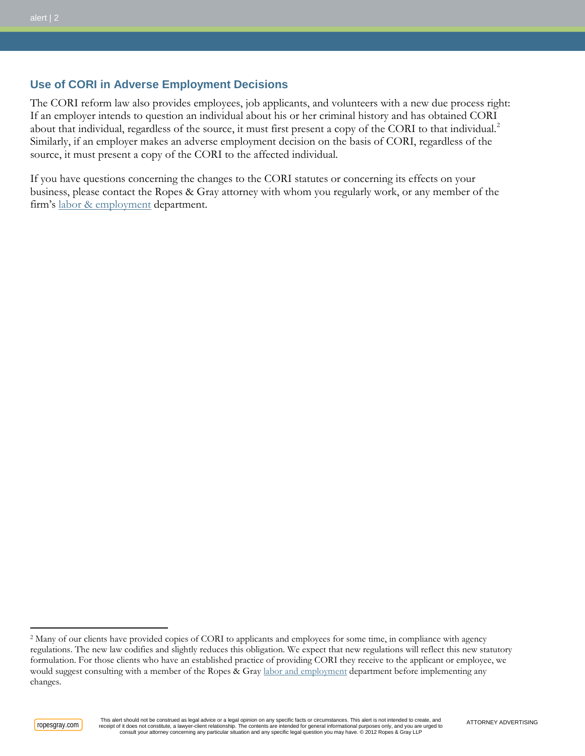## Use of CORI in Adverse Employment Decisions

The CORI reform law also provides employees, job applicants, and volunteers with a new due process right: If an employer intends to question an individual about his or her criminal history and has obtained CORI about that individual, regardless of the source, it must first present a copy of the CORI to that individual.[2] Similarly, if an employer makes an adverse employment decision on the basis of CORI, regardless of the source, it must present a copy of the CORI to the affected individual.

If you have questions concerning the changes to the CORI statutes or concerning its effects on your business, please contact the Ropes & Gray attorney with whom you regularly work, or any member of the firm's labor & employment department.

[2] Many of our clients have provided copies of CORI to applicants and employees for some time, in compliance with agency regulations. The new law codifies and slightly reduces this obligation. We expect that new regulations will reflect this new statutory formulation. For those clients who have an established practice of providing CORI they receive to the applicant or employee, we would suggest consulting with a member of the Ropes & Gray labor and employment department before implementing any changes.

ropesgray.com

This alert should not be construed as legal advice or a legal opinion on any specific facts or circumstances. This alert is not intended to create, and receipt of it does not constitute, a lawyer-client relationship. The contents are intended for general informational purposes only, and you are urged to consult your attorney concerning any particular situation and any specific legal question you may have. © 2012 Ropes & Gray LLP

ATTORNEY ADVERTISING